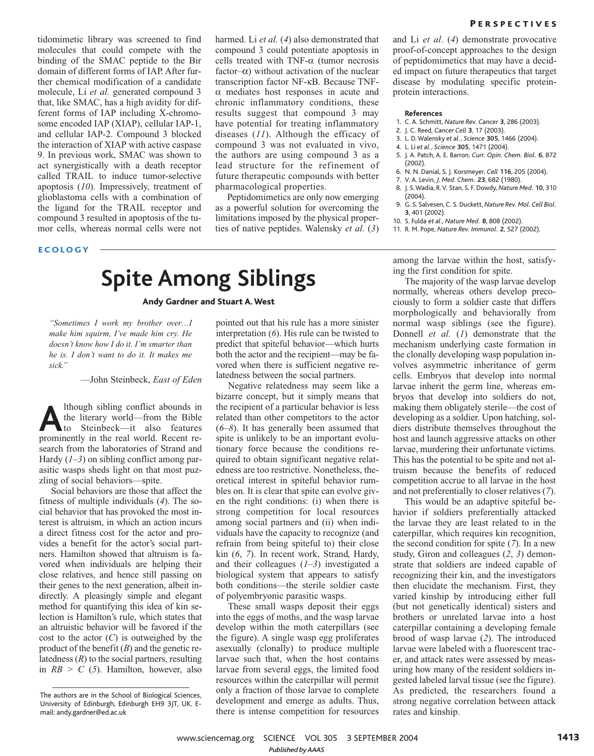tidomimetic library was screened to find molecules that could compete with the binding of the SMAC peptide to the Bir domain of different forms of IAP. After further chemical modification of a candidate molecule, Li *et al.* generated compound 3 that, like SMAC, has a high avidity for different forms of IAP including X-chromosome encoded IAP (XIAP), cellular IAP-1, and cellular IAP-2. Compound 3 blocked the interaction of XIAP with active caspase 9. In previous work, SMAC was shown to act synergistically with a death receptor called TRAIL to induce tumor-selective apoptosis (*10*). Impressively, treatment of glioblastoma cells with a combination of the ligand for the TRAIL receptor and compound 3 resulted in apoptosis of the tumor cells, whereas normal cells were not harmed. Li *et al.* (*4*) also demonstrated that compound 3 could potentiate apoptosis in cells treated with TNF-α (tumor necrosis factor–α) without activation of the nuclear transcription factor NF-κB. Because TNF-α mediates host responses in acute and chronic inflammatory conditions, these results suggest that compound 3 may have potential for treating inflammatory diseases (*11*). Although the efficacy of compound 3 was not evaluated in vivo, the authors are using compound 3 as a lead structure for the refinement of future therapeutic compounds with better pharmacological properties.

Peptidomimetics are only now emerging as a powerful solution for overcoming the limitations imposed by the physical properties of native peptides. Walensky *et al.* (*3*) and Li *et al*. (*4*) demonstrate provocative proof-of-concept approaches to the design of peptidomimetics that may have a decided impact on future therapeutics that target disease by modulating specific protein-protein interactions.

**References**

1. C. A. Schmitt, *Nature Rev. Cancer* **3**, 286 (2003).
2. J. C. Reed, *Cancer Cell* **3**, 17 (2003).
3. L. D. Walensky *et al.*, *Science* **305**, 1466 (2004).
4. L. Li *et al.*, *Science* **305**, 1471 (2004).
5. J. A. Patch, A. E. Barron, *Curr. Opin. Chem. Biol.* **6**, 872 (2002).
6. N. N. Danial, S. J. Korsmeyer, *Cell* **116**, 205 (2004).
7. V. A. Levin, *J. Med. Chem.* **23**, 682 (1980).
8. J. S. Wadia, R. V. Stan, S. F. Dowdy, *Nature Med.* **10**, 310 (2004).
9. G. S. Salvesen, C. S. Duckett, *Nature Rev. Mol. Cell Biol.* **3**, 401 (2002).
10. S. Fulda *et al.*, *Nature Med.* **8**, 808 (2002).
11. R. M. Pope, *Nature Rev. Immunol.* **2**, 527 (2002).

ECOLOGY

# Spite Among Siblings

**Andy Gardner and Stuart A. West**

*"Sometimes I work my brother over…I make him squirm, I've made him cry. He doesn't know how I do it. I'm smarter than he is. I don't want to do it. It makes me sick."*

—John Steinbeck, *East of Eden*

Although sibling conflict abounds in the literary world—from the Bible to Steinbeck—it also features prominently in the real world. Recent research from the laboratories of Strand and Hardy (*1–3*) on sibling conflict among parasitic wasps sheds light on that most puzzling of social behaviors—spite.

Social behaviors are those that affect the fitness of multiple individuals (*4*). The social behavior that has provoked the most interest is altruism, in which an action incurs a direct fitness cost for the actor and provides a benefit for the actor's social partners. Hamilton showed that altruism is favored when individuals are helping their close relatives, and hence still passing on their genes to the next generation, albeit indirectly. A pleasingly simple and elegant method for quantifying this idea of kin selection is Hamilton's rule, which states that an altruistic behavior will be favored if the cost to the actor ($C$) is outweighed by the product of the benefit ($B$) and the genetic relatedness ($R$) to the social partners, resulting in $RB > C$ (*5*). Hamilton, however, also pointed out that his rule has a more sinister interpretation (*6*). His rule can be twisted to predict that spiteful behavior—which hurts both the actor and the recipient—may be favored when there is sufficient negative relatedness between the social partners.

Negative relatedness may seem like a bizarre concept, but it simply means that the recipient of a particular behavior is less related than other competitors to the actor (*6–8*). It has generally been assumed that spite is unlikely to be an important evolutionary force because the conditions required to obtain significant negative relatedness are too restrictive. Nonetheless, theoretical interest in spiteful behavior rumbles on. It is clear that spite can evolve given the right conditions: (i) when there is strong competition for local resources among social partners and (ii) when individuals have the capacity to recognize (and refrain from being spiteful to) their close kin (*6*, *7*). In recent work, Strand, Hardy, and their colleagues (*1–3*) investigated a biological system that appears to satisfy both conditions—the sterile soldier caste of polyembryonic parasitic wasps.

These small wasps deposit their eggs into the eggs of moths, and the wasp larvae develop within the moth caterpillars (see the figure). A single wasp egg proliferates asexually (clonally) to produce multiple larvae such that, when the host contains larvae from several eggs, the limited food resources within the caterpillar will permit only a fraction of those larvae to complete development and emerge as adults. Thus, there is intense competition for resources among the larvae within the host, satisfying the first condition for spite.

The majority of the wasp larvae develop normally, whereas others develop precociously to form a soldier caste that differs morphologically and behaviorally from normal wasp siblings (see the figure). Donnell *et al.* (*1*) demonstrate that the mechanism underlying caste formation in the clonally developing wasp population involves asymmetric inheritance of germ cells. Embryos that develop into normal larvae inherit the germ line, whereas embryos that develop into soldiers do not, making them obligately sterile—the cost of developing as a soldier. Upon hatching, soldiers distribute themselves throughout the host and launch aggressive attacks on other larvae, murdering their unfortunate victims. This has the potential to be spite and not altruism because the benefits of reduced competition accrue to all larvae in the host and not preferentially to closer relatives (*7*).

This would be an adaptive spiteful behavior if soldiers preferentially attacked the larvae they are least related to in the caterpillar, which requires kin recognition, the second condition for spite (*7*). In a new study, Giron and colleagues (*2*, *3*) demonstrate that soldiers are indeed capable of recognizing their kin, and the investigators then elucidate the mechanism. First, they varied kinship by introducing either full (but not genetically identical) sisters and brothers or unrelated larvae into a host caterpillar containing a developing female brood of wasp larvae (*2*). The introduced larvae were labeled with a fluorescent tracer, and attack rates were assessed by measuring how many of the resident soldiers ingested labeled larval tissue (see the figure). As predicted, the researchers found a strong negative correlation between attack rates and kinship.

The authors are in the School of Biological Sciences, University of Edinburgh, Edinburgh EH9 3JT, UK. E-mail: andy.gardner@ed.ac.uk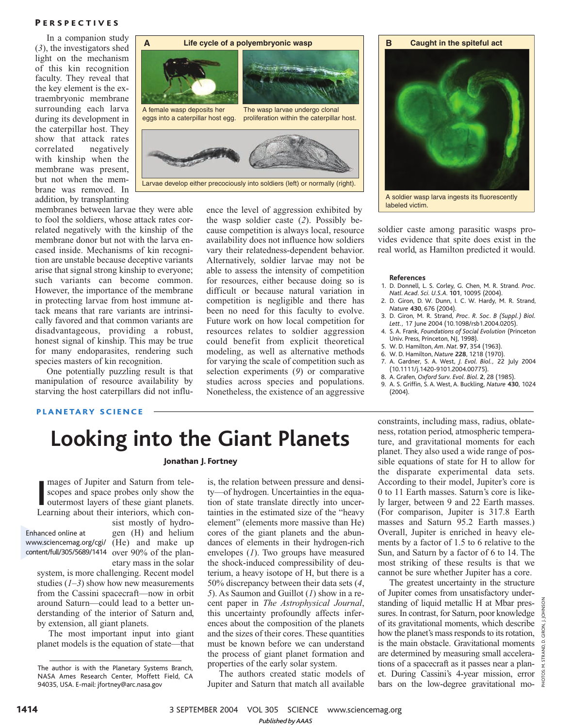In a companion study (3), the investigators shed light on the mechanism of this kin recognition faculty. They reveal that the key element is the extraembryonic membrane surrounding each larva during its development in the caterpillar host. They show that attack rates correlated negatively with kinship when the membrane was present, but not when the membrane was removed. In addition, by transplanting membranes between larvae they were able to fool the soldiers, whose attack rates correlated negatively with the kinship of the membrane donor but not with the larva encased inside. Mechanisms of kin recognition are unstable because deceptive variants arise that signal strong kinship to everyone; such variants can become common. However, the importance of the membrane in protecting larvae from host immune attack means that rare variants are intrinsically favored and that common variants are disadvantageous, providing a robust, honest signal of kinship. This may be true for many endoparasites, rendering such species masters of kin recognition.

One potentially puzzling result is that manipulation of resource availability by starving the host caterpillars did not influence the level of aggression exhibited by the wasp soldier caste (2). Possibly because competition is always local, resource availability does not influence how soldiers vary their relatedness-dependent behavior. Alternatively, soldier larvae may not be able to assess the intensity of competition for resources, either because doing so is difficult or because natural variation in competition is negligible and there has been no need for this faculty to evolve. Future work on how local competition for resources relates to soldier aggression could benefit from explicit theoretical modeling, as well as alternative methods for varying the scale of competition such as selection experiments (9) or comparative studies across species and populations. Nonetheless, the existence of an aggressive soldier caste among parasitic wasps provides evidence that spite does exist in the real world, as Hamilton predicted it would.

**A Life cycle of a polyembryonic wasp**

A female wasp deposits her eggs into a caterpillar host egg.

The wasp larvae undergo clonal proliferation within the caterpillar host.

Larvae develop either precociously into soldiers (left) or normally (right).

**B Caught in the spiteful act**

A soldier wasp larva ingests its fluorescently labeled victim.

**References**

1. D. Donnell, L. S. Corley, G. Chen, M. R. Strand. *Proc. Natl. Acad. Sci. U.S.A.* **101**, 10095 (2004).
2. D. Giron, D. W. Dunn, I. C. W. Hardy, M. R. Strand, *Nature* **430**, 676 (2004).
3. D. Giron, M. R. Strand, *Proc. R. Soc. B (Suppl.) Biol. Lett.*, 17 June 2004 (10.1098/rsb1.2004.0205).
4. S. A. Frank, *Foundations of Social Evolution* (Princeton Univ. Press, Princeton, NJ, 1998).
5. W. D. Hamilton, *Am. Nat.* **97**, 354 (1963).
6. W. D. Hamilton, *Nature* **228**, 1218 (1970).
7. A. Gardner, S. A. West, *J. Evol. Biol.*, 22 July 2004 (10.1111/j.1420-9101.2004.00775).
8. A. Grafen, *Oxford Surv. Evol. Biol.* **2**, 28 (1985).
9. A. S. Griffin, S. A. West, A. Buckling, *Nature* **430**, 1024 (2004).

PLANETARY SCIENCE

# Looking into the Giant Planets

**Jonathan J. Fortney**

Images of Jupiter and Saturn from telescopes and space probes only show the outermost layers of these giant planets. Learning about their interiors, which consist mostly of hydrogen (H) and helium (He) and make up over 90% of the planetary mass in the solar system, is more challenging. Recent model studies (1–3) show how new measurements from the Cassini spacecraft—now in orbit around Saturn—could lead to a better understanding of the interior of Saturn and, by extension, all giant planets.

Enhanced online at www.sciencemag.org/cgi/content/full/305/5689/1414

The most important input into giant planet models is the equation of state—that is, the relation between pressure and density—of hydrogen. Uncertainties in the equation of state translate directly into uncertainties in the estimated size of the "heavy element" (elements more massive than He) cores of the giant planets and the abundances of elements in their hydrogen-rich envelopes (1). Two groups have measured the shock-induced compressibility of deuterium, a heavy isotope of H, but there is a 50% discrepancy between their data sets (4, 5). As Saumon and Guillot (1) show in a recent paper in *The Astrophysical Journal*, this uncertainty profoundly affects inferences about the composition of the planets and the sizes of their cores. These quantities must be known before we can understand the process of giant planet formation and properties of the early solar system.

The authors created static models of Jupiter and Saturn that match all available constraints, including mass, radius, oblateness, rotation period, atmospheric temperature, and gravitational moments for each planet. They also used a wide range of possible equations of state for H to allow for the disparate experimental data sets. According to their model, Jupiter's core is 0 to 11 Earth masses. Saturn's core is likely larger, between 9 and 22 Earth masses. (For comparison, Jupiter is 317.8 Earth masses and Saturn 95.2 Earth masses.) Overall, Jupiter is enriched in heavy elements by a factor of 1.5 to 6 relative to the Sun, and Saturn by a factor of 6 to 14. The most striking of these results is that we cannot be sure whether Jupiter has a core.

The greatest uncertainty in the structure of Jupiter comes from unsatisfactory understanding of liquid metallic H at Mbar pressures. In contrast, for Saturn, poor knowledge of its gravitational moments, which describe how the planet's mass responds to its rotation, is the main obstacle. Gravitational moments are determined by measuring small accelerations of a spacecraft as it passes near a planet. During Cassini's 4-year mission, error bars on the low-degree gravitational mo-

The author is with the Planetary Systems Branch, NASA Ames Research Center, Moffett Field, CA 94035, USA. E-mail: jfortney@arc.nasa.gov

PHOTOS: M. STRAND, D. GIRON, J. JOHNSON